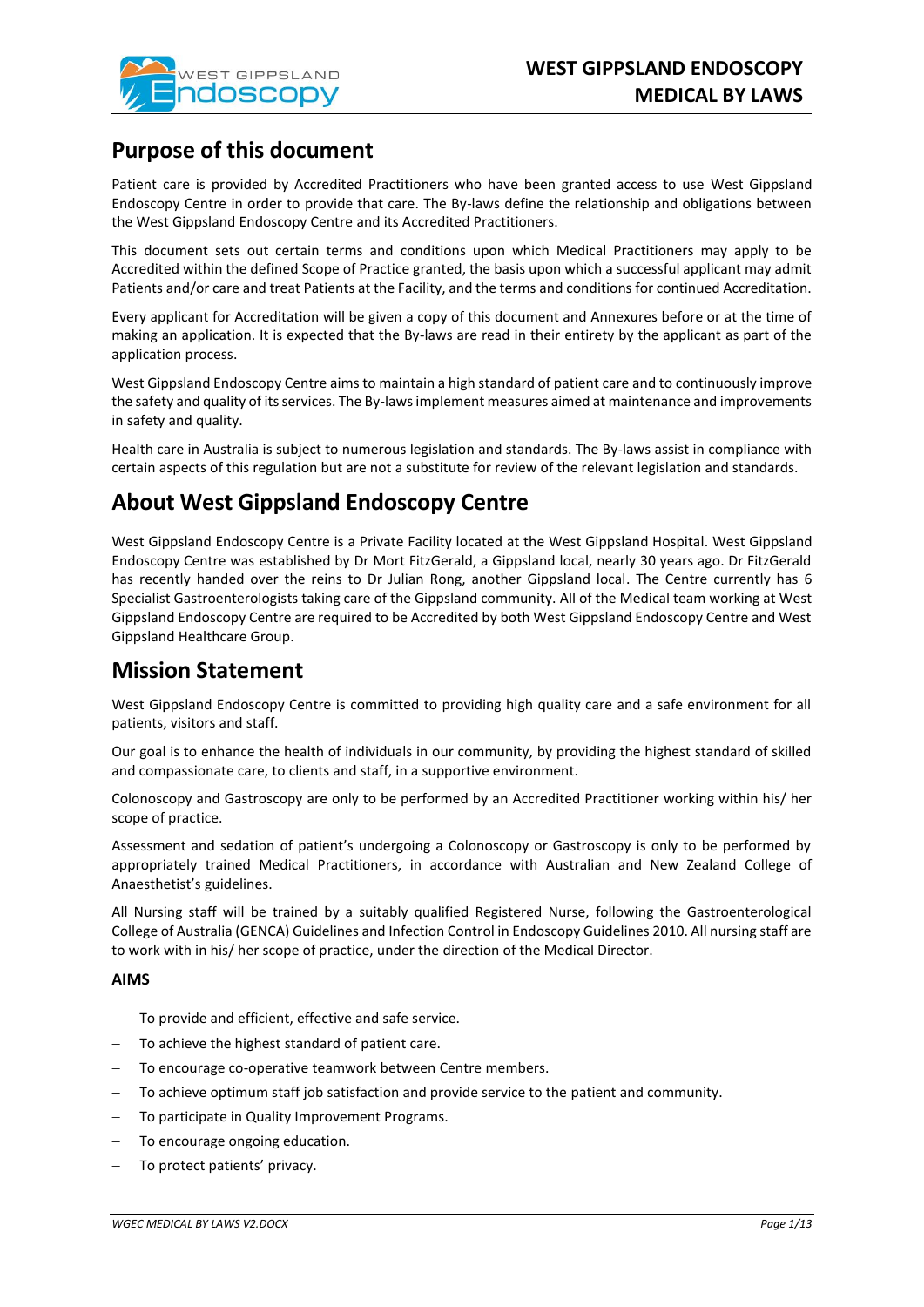# Purpose of this document

Patient care is provided by Accredited Practitioners who have been granted access to use West Gippsland Endoscopy Centre in order to provide that care. The By-laws define the relationship and obligations between the West Gippsland Endoscopy Centre and its Accredited Practitioners.

This document sets out certain terms and conditions upon which Medical Practitioners may apply to be Accredited within the defined Scope of Practice granted, the basis upon which a successful applicant may admit Patients and/or care and treat Patients at the Facility, and the terms and conditions for continued Accreditation.

Every applicant for Accreditation will be given a copy of this document and Annexures before or at the time of making an application. It is expected that the By-laws are read in their entirety by the applicant as part of the application process.

West Gippsland Endoscopy Centre aims to maintain a high standard of patient care and to continuously improve the safety and quality of its services. The By-laws implement measures aimed at maintenance and improvements in safety and quality.

Health care in Australia is subject to numerous legislation and standards. The By-laws assist in compliance with certain aspects of this regulation but are not a substitute for review of the relevant legislation and standards.

# About West Gippsland Endoscopy Centre

West Gippsland Endoscopy Centre is a Private Facility located at the West Gippsland Hospital. West Gippsland Endoscopy Centre was established by Dr Mort FitzGerald, a Gippsland local, nearly 30 years ago. Dr FitzGerald has recently handed over the reins to Dr Julian Rong, another Gippsland local. The Centre currently has 6 Specialist Gastroenterologists taking care of the Gippsland community. All of the Medical team working at West Gippsland Endoscopy Centre are required to be Accredited by both West Gippsland Endoscopy Centre and West Gippsland Healthcare Group.

# Mission Statement

West Gippsland Endoscopy Centre is committed to providing high quality care and a safe environment for all patients, visitors and staff.

Our goal is to enhance the health of individuals in our community, by providing the highest standard of skilled and compassionate care, to clients and staff, in a supportive environment.

Colonoscopy and Gastroscopy are only to be performed by an Accredited Practitioner working within his/ her scope of practice.

Assessment and sedation of patient's undergoing a Colonoscopy or Gastroscopy is only to be performed by appropriately trained Medical Practitioners, in accordance with Australian and New Zealand College of Anaesthetist's guidelines.

All Nursing staff will be trained by a suitably qualified Registered Nurse, following the Gastroenterological College of Australia (GENCA) Guidelines and Infection Control in Endoscopy Guidelines 2010. All nursing staff are to work with in his/ her scope of practice, under the direction of the Medical Director.

**AIMS**

- To provide and efficient, effective and safe service.
- To achieve the highest standard of patient care.
- To encourage co-operative teamwork between Centre members.
- To achieve optimum staff job satisfaction and provide service to the patient and community.
- To participate in Quality Improvement Programs.
- To encourage ongoing education.
- To protect patients' privacy.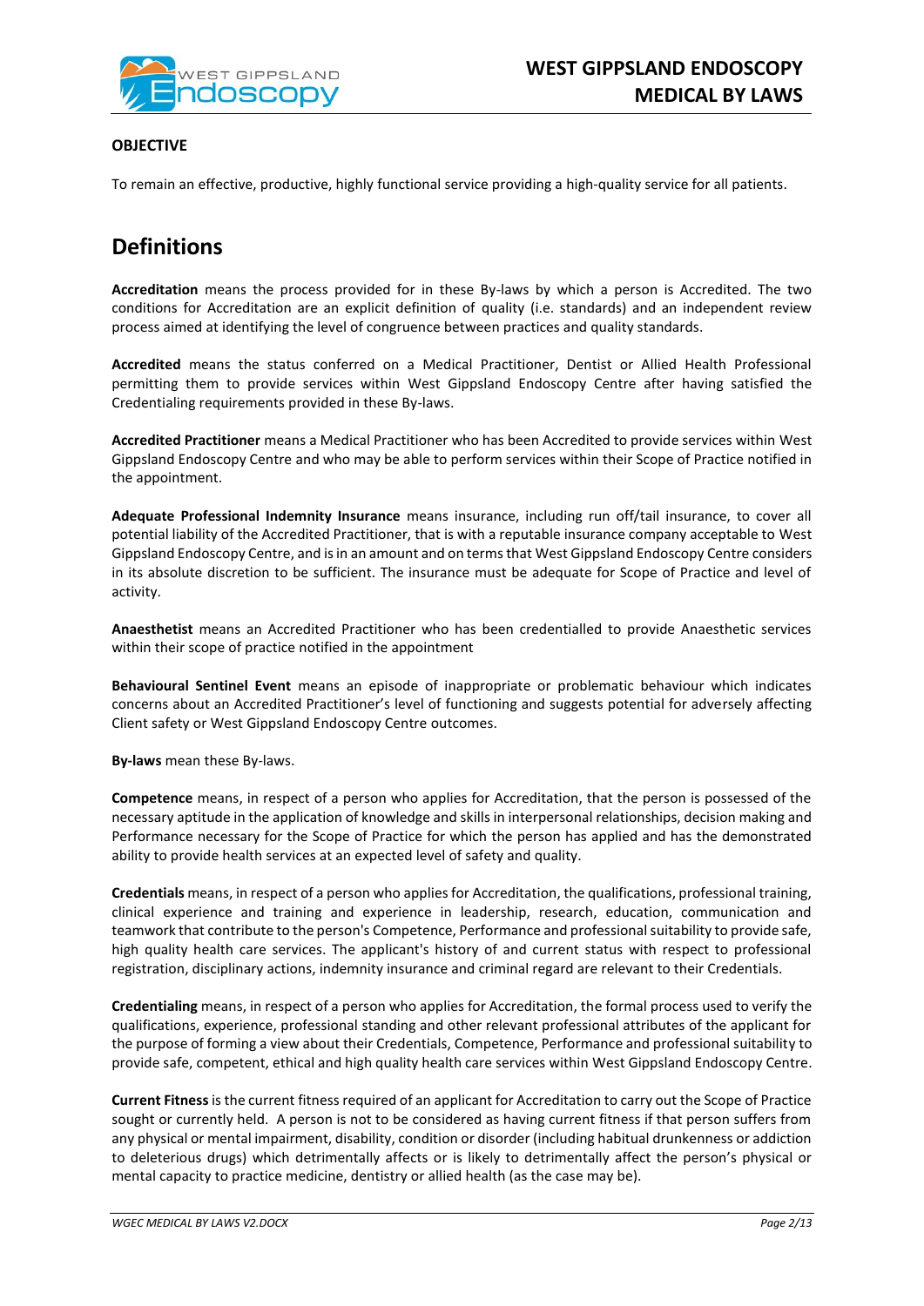**OBJECTIVE**

To remain an effective, productive, highly functional service providing a high-quality service for all patients.

# Definitions

**Accreditation** means the process provided for in these By-laws by which a person is Accredited. The two conditions for Accreditation are an explicit definition of quality (i.e. standards) and an independent review process aimed at identifying the level of congruence between practices and quality standards.

**Accredited** means the status conferred on a Medical Practitioner, Dentist or Allied Health Professional permitting them to provide services within West Gippsland Endoscopy Centre after having satisfied the Credentialing requirements provided in these By-laws.

**Accredited Practitioner** means a Medical Practitioner who has been Accredited to provide services within West Gippsland Endoscopy Centre and who may be able to perform services within their Scope of Practice notified in the appointment.

**Adequate Professional Indemnity Insurance** means insurance, including run off/tail insurance, to cover all potential liability of the Accredited Practitioner, that is with a reputable insurance company acceptable to West Gippsland Endoscopy Centre, and is in an amount and on terms that West Gippsland Endoscopy Centre considers in its absolute discretion to be sufficient. The insurance must be adequate for Scope of Practice and level of activity.

**Anaesthetist** means an Accredited Practitioner who has been credentialled to provide Anaesthetic services within their scope of practice notified in the appointment

**Behavioural Sentinel Event** means an episode of inappropriate or problematic behaviour which indicates concerns about an Accredited Practitioner's level of functioning and suggests potential for adversely affecting Client safety or West Gippsland Endoscopy Centre outcomes.

**By-laws** mean these By-laws.

**Competence** means, in respect of a person who applies for Accreditation, that the person is possessed of the necessary aptitude in the application of knowledge and skills in interpersonal relationships, decision making and Performance necessary for the Scope of Practice for which the person has applied and has the demonstrated ability to provide health services at an expected level of safety and quality.

**Credentials** means, in respect of a person who applies for Accreditation, the qualifications, professional training, clinical experience and training and experience in leadership, research, education, communication and teamwork that contribute to the person's Competence, Performance and professional suitability to provide safe, high quality health care services. The applicant's history of and current status with respect to professional registration, disciplinary actions, indemnity insurance and criminal regard are relevant to their Credentials.

**Credentialing** means, in respect of a person who applies for Accreditation, the formal process used to verify the qualifications, experience, professional standing and other relevant professional attributes of the applicant for the purpose of forming a view about their Credentials, Competence, Performance and professional suitability to provide safe, competent, ethical and high quality health care services within West Gippsland Endoscopy Centre.

**Current Fitness** is the current fitness required of an applicant for Accreditation to carry out the Scope of Practice sought or currently held. A person is not to be considered as having current fitness if that person suffers from any physical or mental impairment, disability, condition or disorder (including habitual drunkenness or addiction to deleterious drugs) which detrimentally affects or is likely to detrimentally affect the person's physical or mental capacity to practice medicine, dentistry or allied health (as the case may be).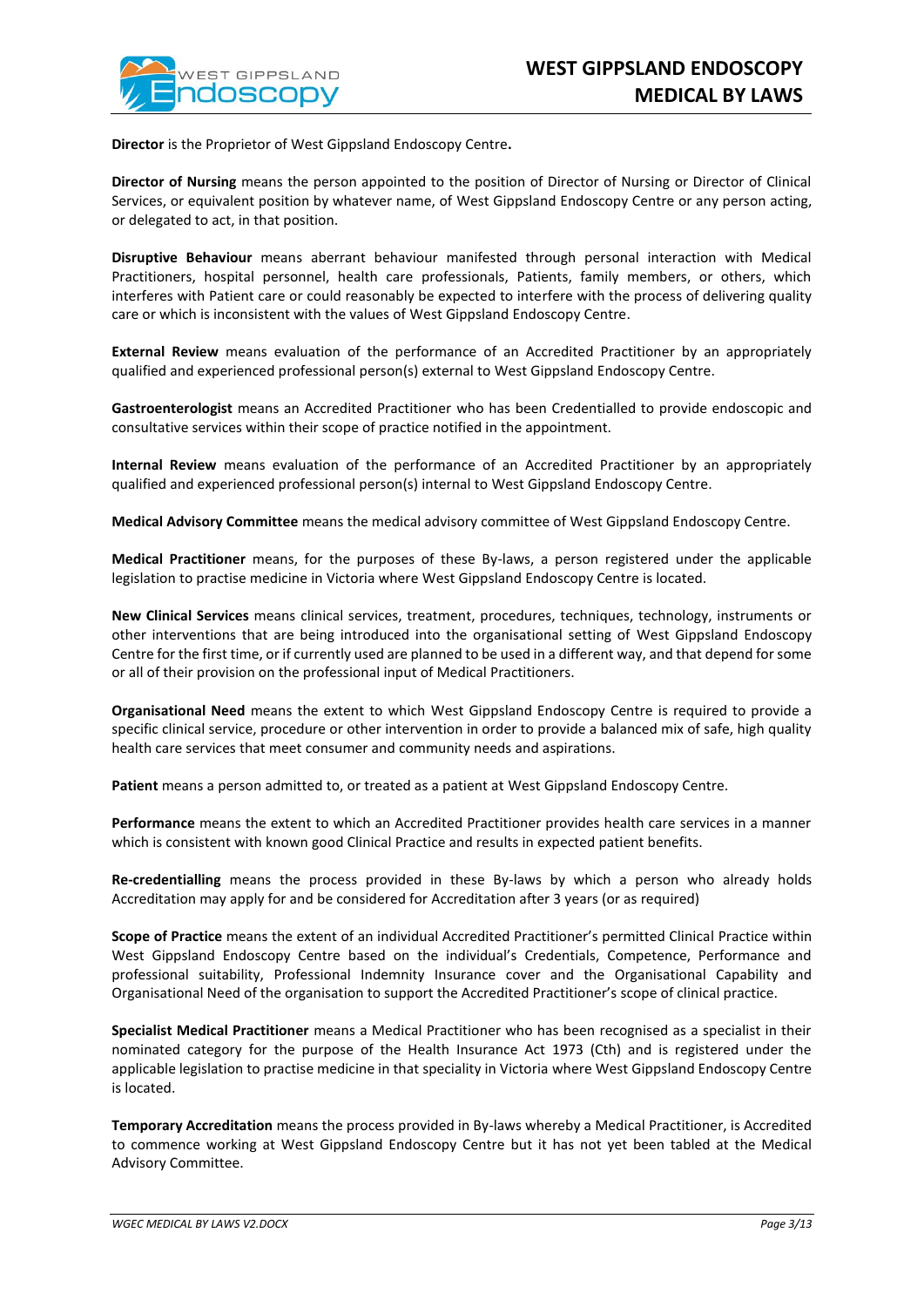**Director** is the Proprietor of West Gippsland Endoscopy Centre**.**

**Director of Nursing** means the person appointed to the position of Director of Nursing or Director of Clinical Services, or equivalent position by whatever name, of West Gippsland Endoscopy Centre or any person acting, or delegated to act, in that position.

**Disruptive Behaviour** means aberrant behaviour manifested through personal interaction with Medical Practitioners, hospital personnel, health care professionals, Patients, family members, or others, which interferes with Patient care or could reasonably be expected to interfere with the process of delivering quality care or which is inconsistent with the values of West Gippsland Endoscopy Centre.

**External Review** means evaluation of the performance of an Accredited Practitioner by an appropriately qualified and experienced professional person(s) external to West Gippsland Endoscopy Centre.

**Gastroenterologist** means an Accredited Practitioner who has been Credentialled to provide endoscopic and consultative services within their scope of practice notified in the appointment.

**Internal Review** means evaluation of the performance of an Accredited Practitioner by an appropriately qualified and experienced professional person(s) internal to West Gippsland Endoscopy Centre.

**Medical Advisory Committee** means the medical advisory committee of West Gippsland Endoscopy Centre.

**Medical Practitioner** means, for the purposes of these By-laws, a person registered under the applicable legislation to practise medicine in Victoria where West Gippsland Endoscopy Centre is located.

**New Clinical Services** means clinical services, treatment, procedures, techniques, technology, instruments or other interventions that are being introduced into the organisational setting of West Gippsland Endoscopy Centre for the first time, or if currently used are planned to be used in a different way, and that depend for some or all of their provision on the professional input of Medical Practitioners.

**Organisational Need** means the extent to which West Gippsland Endoscopy Centre is required to provide a specific clinical service, procedure or other intervention in order to provide a balanced mix of safe, high quality health care services that meet consumer and community needs and aspirations.

**Patient** means a person admitted to, or treated as a patient at West Gippsland Endoscopy Centre.

**Performance** means the extent to which an Accredited Practitioner provides health care services in a manner which is consistent with known good Clinical Practice and results in expected patient benefits.

**Re-credentialling** means the process provided in these By-laws by which a person who already holds Accreditation may apply for and be considered for Accreditation after 3 years (or as required)

**Scope of Practice** means the extent of an individual Accredited Practitioner's permitted Clinical Practice within West Gippsland Endoscopy Centre based on the individual's Credentials, Competence, Performance and professional suitability, Professional Indemnity Insurance cover and the Organisational Capability and Organisational Need of the organisation to support the Accredited Practitioner's scope of clinical practice.

**Specialist Medical Practitioner** means a Medical Practitioner who has been recognised as a specialist in their nominated category for the purpose of the Health Insurance Act 1973 (Cth) and is registered under the applicable legislation to practise medicine in that speciality in Victoria where West Gippsland Endoscopy Centre is located.

**Temporary Accreditation** means the process provided in By-laws whereby a Medical Practitioner, is Accredited to commence working at West Gippsland Endoscopy Centre but it has not yet been tabled at the Medical Advisory Committee.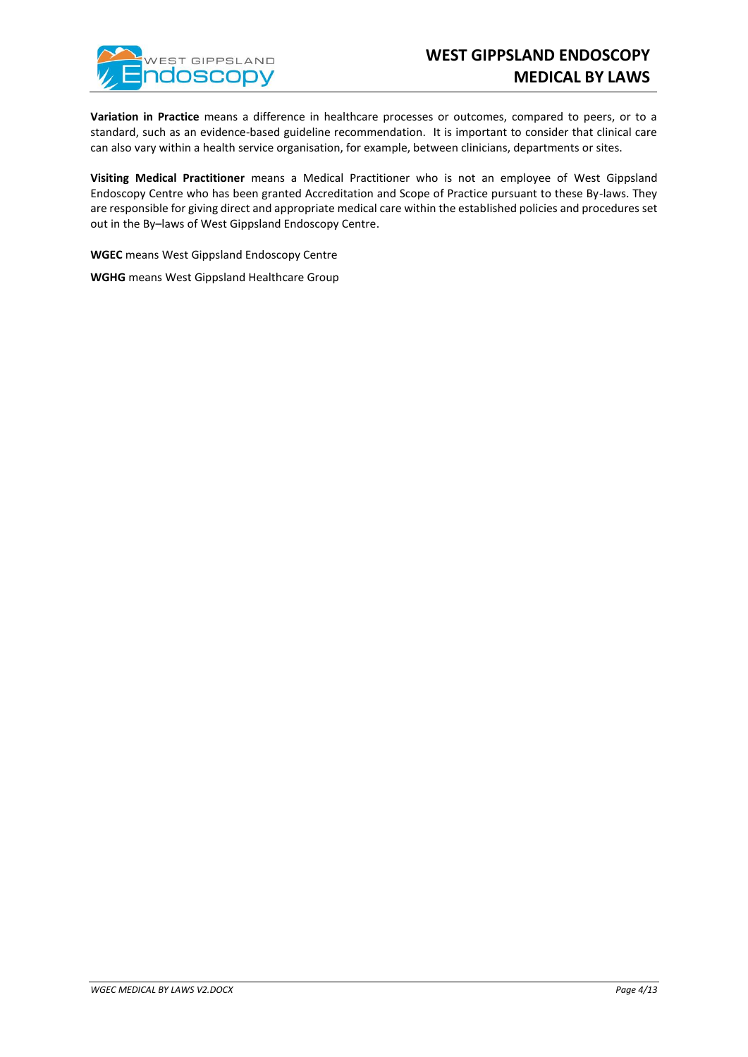**Variation in Practice** means a difference in healthcare processes or outcomes, compared to peers, or to a standard, such as an evidence-based guideline recommendation. It is important to consider that clinical care can also vary within a health service organisation, for example, between clinicians, departments or sites.

**Visiting Medical Practitioner** means a Medical Practitioner who is not an employee of West Gippsland Endoscopy Centre who has been granted Accreditation and Scope of Practice pursuant to these By-laws. They are responsible for giving direct and appropriate medical care within the established policies and procedures set out in the By–laws of West Gippsland Endoscopy Centre.

**WGEC** means West Gippsland Endoscopy Centre

**WGHG** means West Gippsland Healthcare Group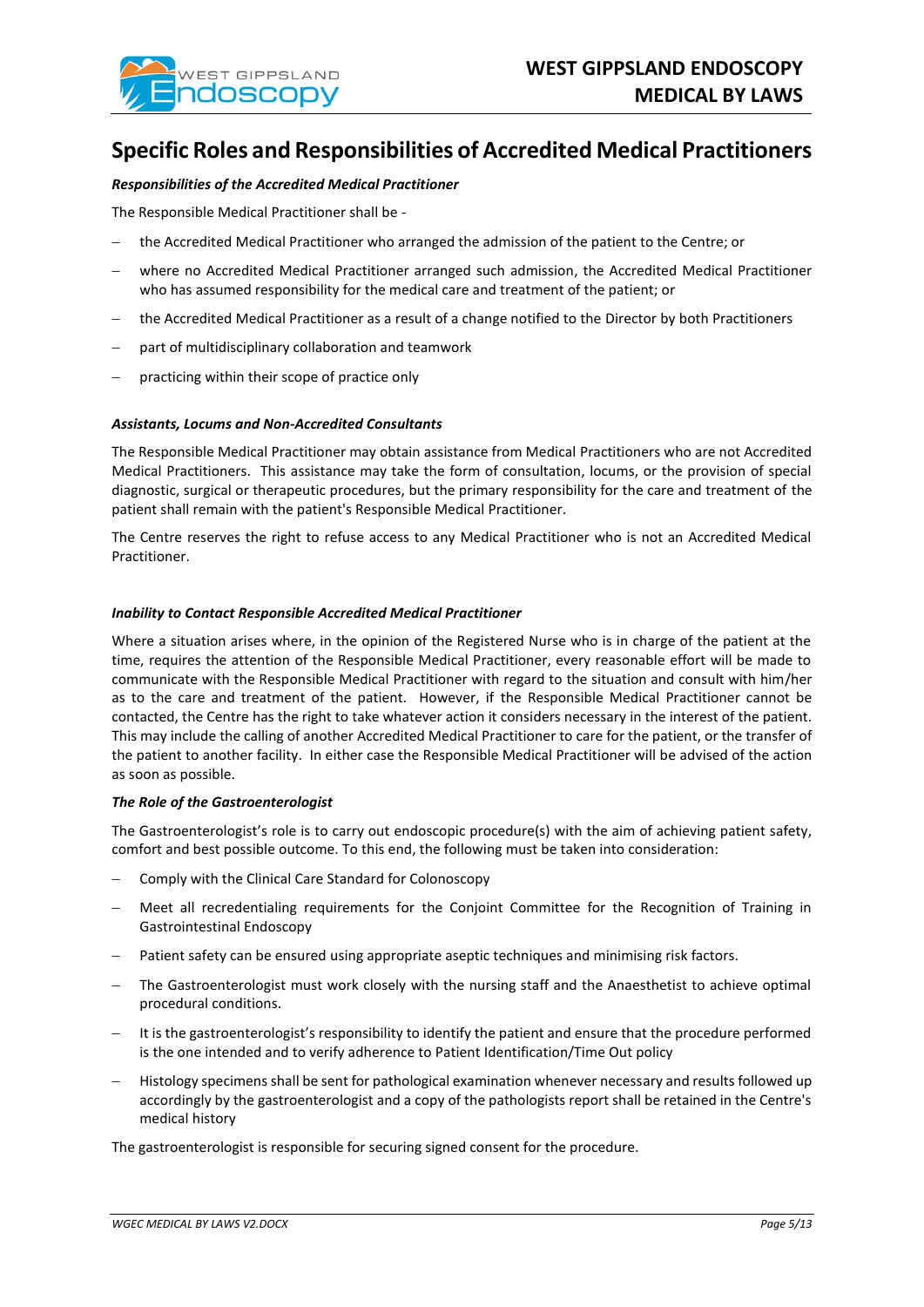# Specific Roles and Responsibilities of Accredited Medical Practitioners

***Responsibilities of the Accredited Medical Practitioner***

The Responsible Medical Practitioner shall be -

- the Accredited Medical Practitioner who arranged the admission of the patient to the Centre; or
- where no Accredited Medical Practitioner arranged such admission, the Accredited Medical Practitioner who has assumed responsibility for the medical care and treatment of the patient; or
- the Accredited Medical Practitioner as a result of a change notified to the Director by both Practitioners
- part of multidisciplinary collaboration and teamwork
- practicing within their scope of practice only

***Assistants, Locums and Non-Accredited Consultants***

The Responsible Medical Practitioner may obtain assistance from Medical Practitioners who are not Accredited Medical Practitioners. This assistance may take the form of consultation, locums, or the provision of special diagnostic, surgical or therapeutic procedures, but the primary responsibility for the care and treatment of the patient shall remain with the patient's Responsible Medical Practitioner.

The Centre reserves the right to refuse access to any Medical Practitioner who is not an Accredited Medical Practitioner.

***Inability to Contact Responsible Accredited Medical Practitioner***

Where a situation arises where, in the opinion of the Registered Nurse who is in charge of the patient at the time, requires the attention of the Responsible Medical Practitioner, every reasonable effort will be made to communicate with the Responsible Medical Practitioner with regard to the situation and consult with him/her as to the care and treatment of the patient. However, if the Responsible Medical Practitioner cannot be contacted, the Centre has the right to take whatever action it considers necessary in the interest of the patient. This may include the calling of another Accredited Medical Practitioner to care for the patient, or the transfer of the patient to another facility. In either case the Responsible Medical Practitioner will be advised of the action as soon as possible.

***The Role of the Gastroenterologist***

The Gastroenterologist's role is to carry out endoscopic procedure(s) with the aim of achieving patient safety, comfort and best possible outcome. To this end, the following must be taken into consideration:

- Comply with the Clinical Care Standard for Colonoscopy
- Meet all recredentialing requirements for the Conjoint Committee for the Recognition of Training in Gastrointestinal Endoscopy
- Patient safety can be ensured using appropriate aseptic techniques and minimising risk factors.
- The Gastroenterologist must work closely with the nursing staff and the Anaesthetist to achieve optimal procedural conditions.
- It is the gastroenterologist's responsibility to identify the patient and ensure that the procedure performed is the one intended and to verify adherence to Patient Identification/Time Out policy
- Histology specimens shall be sent for pathological examination whenever necessary and results followed up accordingly by the gastroenterologist and a copy of the pathologists report shall be retained in the Centre's medical history

The gastroenterologist is responsible for securing signed consent for the procedure.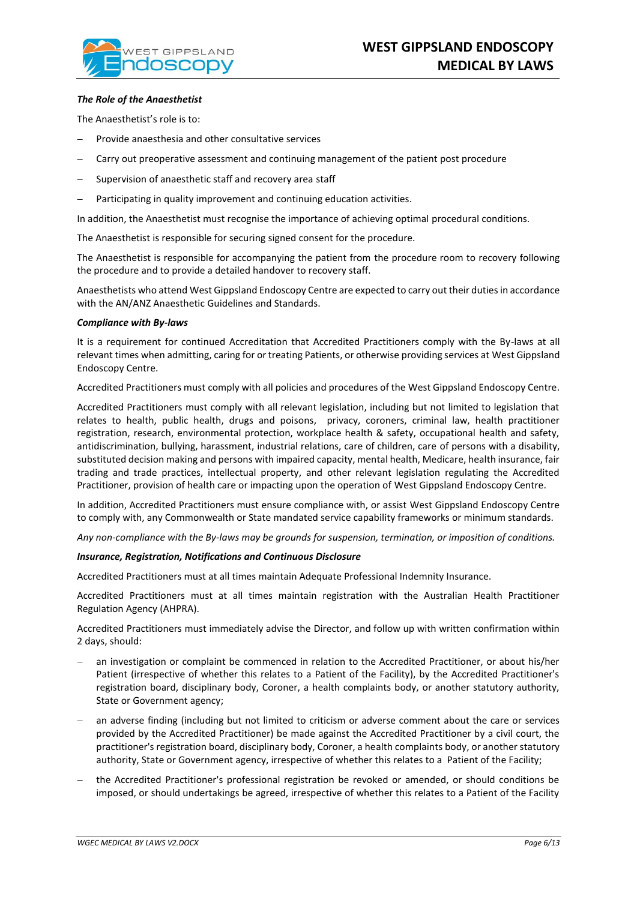***The Role of the Anaesthetist***

The Anaesthetist's role is to:

- Provide anaesthesia and other consultative services
- Carry out preoperative assessment and continuing management of the patient post procedure
- Supervision of anaesthetic staff and recovery area staff
- Participating in quality improvement and continuing education activities.

In addition, the Anaesthetist must recognise the importance of achieving optimal procedural conditions.

The Anaesthetist is responsible for securing signed consent for the procedure.

The Anaesthetist is responsible for accompanying the patient from the procedure room to recovery following the procedure and to provide a detailed handover to recovery staff.

Anaesthetists who attend West Gippsland Endoscopy Centre are expected to carry out their duties in accordance with the AN/ANZ Anaesthetic Guidelines and Standards.

***Compliance with By-laws***

It is a requirement for continued Accreditation that Accredited Practitioners comply with the By-laws at all relevant times when admitting, caring for or treating Patients, or otherwise providing services at West Gippsland Endoscopy Centre.

Accredited Practitioners must comply with all policies and procedures of the West Gippsland Endoscopy Centre.

Accredited Practitioners must comply with all relevant legislation, including but not limited to legislation that relates to health, public health, drugs and poisons, privacy, coroners, criminal law, health practitioner registration, research, environmental protection, workplace health & safety, occupational health and safety, antidiscrimination, bullying, harassment, industrial relations, care of children, care of persons with a disability, substituted decision making and persons with impaired capacity, mental health, Medicare, health insurance, fair trading and trade practices, intellectual property, and other relevant legislation regulating the Accredited Practitioner, provision of health care or impacting upon the operation of West Gippsland Endoscopy Centre.

In addition, Accredited Practitioners must ensure compliance with, or assist West Gippsland Endoscopy Centre to comply with, any Commonwealth or State mandated service capability frameworks or minimum standards.

*Any non-compliance with the By-laws may be grounds for suspension, termination, or imposition of conditions.*

***Insurance, Registration, Notifications and Continuous Disclosure***

Accredited Practitioners must at all times maintain Adequate Professional Indemnity Insurance.

Accredited Practitioners must at all times maintain registration with the Australian Health Practitioner Regulation Agency (AHPRA).

Accredited Practitioners must immediately advise the Director, and follow up with written confirmation within 2 days, should:

- an investigation or complaint be commenced in relation to the Accredited Practitioner, or about his/her Patient (irrespective of whether this relates to a Patient of the Facility), by the Accredited Practitioner's registration board, disciplinary body, Coroner, a health complaints body, or another statutory authority, State or Government agency;
- an adverse finding (including but not limited to criticism or adverse comment about the care or services provided by the Accredited Practitioner) be made against the Accredited Practitioner by a civil court, the practitioner's registration board, disciplinary body, Coroner, a health complaints body, or another statutory authority, State or Government agency, irrespective of whether this relates to a Patient of the Facility;
- the Accredited Practitioner's professional registration be revoked or amended, or should conditions be imposed, or should undertakings be agreed, irrespective of whether this relates to a Patient of the Facility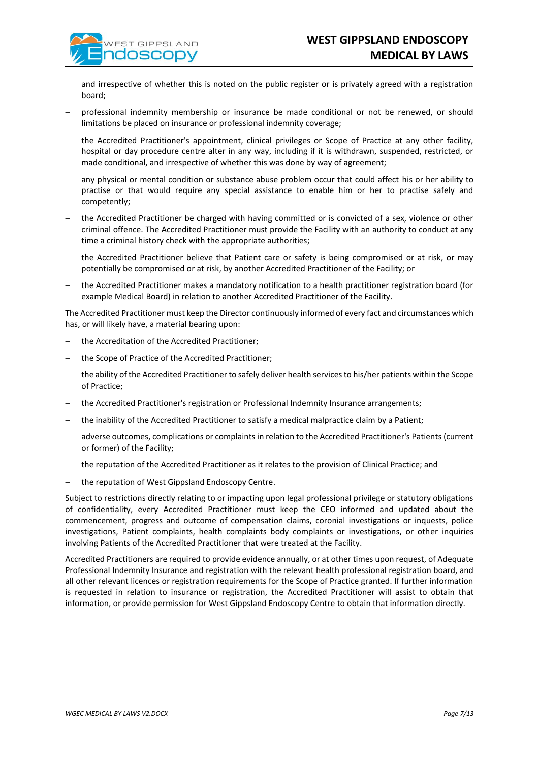and irrespective of whether this is noted on the public register or is privately agreed with a registration board;

- professional indemnity membership or insurance be made conditional or not be renewed, or should limitations be placed on insurance or professional indemnity coverage;
- the Accredited Practitioner's appointment, clinical privileges or Scope of Practice at any other facility, hospital or day procedure centre alter in any way, including if it is withdrawn, suspended, restricted, or made conditional, and irrespective of whether this was done by way of agreement;
- any physical or mental condition or substance abuse problem occur that could affect his or her ability to practise or that would require any special assistance to enable him or her to practise safely and competently;
- the Accredited Practitioner be charged with having committed or is convicted of a sex, violence or other criminal offence. The Accredited Practitioner must provide the Facility with an authority to conduct at any time a criminal history check with the appropriate authorities;
- the Accredited Practitioner believe that Patient care or safety is being compromised or at risk, or may potentially be compromised or at risk, by another Accredited Practitioner of the Facility; or
- the Accredited Practitioner makes a mandatory notification to a health practitioner registration board (for example Medical Board) in relation to another Accredited Practitioner of the Facility.

The Accredited Practitioner must keep the Director continuously informed of every fact and circumstances which has, or will likely have, a material bearing upon:

- the Accreditation of the Accredited Practitioner;
- the Scope of Practice of the Accredited Practitioner;
- the ability of the Accredited Practitioner to safely deliver health services to his/her patients within the Scope of Practice;
- the Accredited Practitioner's registration or Professional Indemnity Insurance arrangements;
- the inability of the Accredited Practitioner to satisfy a medical malpractice claim by a Patient;
- adverse outcomes, complications or complaints in relation to the Accredited Practitioner's Patients (current or former) of the Facility;
- the reputation of the Accredited Practitioner as it relates to the provision of Clinical Practice; and
- the reputation of West Gippsland Endoscopy Centre.

Subject to restrictions directly relating to or impacting upon legal professional privilege or statutory obligations of confidentiality, every Accredited Practitioner must keep the CEO informed and updated about the commencement, progress and outcome of compensation claims, coronial investigations or inquests, police investigations, Patient complaints, health complaints body complaints or investigations, or other inquiries involving Patients of the Accredited Practitioner that were treated at the Facility.

Accredited Practitioners are required to provide evidence annually, or at other times upon request, of Adequate Professional Indemnity Insurance and registration with the relevant health professional registration board, and all other relevant licences or registration requirements for the Scope of Practice granted. If further information is requested in relation to insurance or registration, the Accredited Practitioner will assist to obtain that information, or provide permission for West Gippsland Endoscopy Centre to obtain that information directly.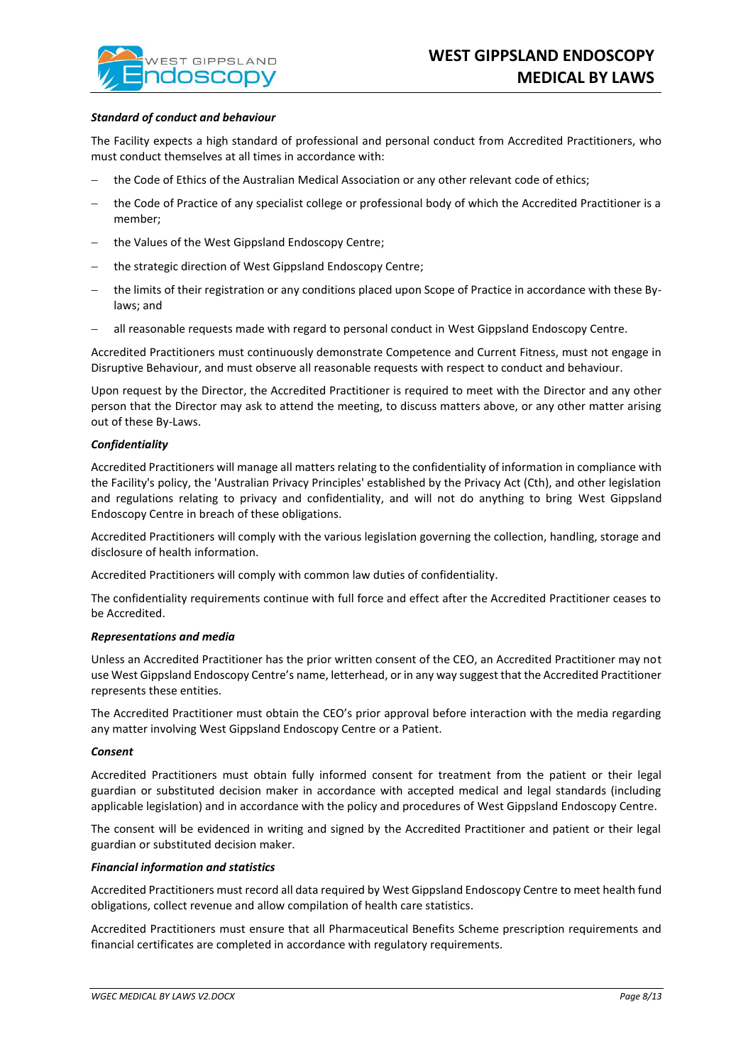***Standard of conduct and behaviour***

The Facility expects a high standard of professional and personal conduct from Accredited Practitioners, who must conduct themselves at all times in accordance with:

- the Code of Ethics of the Australian Medical Association or any other relevant code of ethics;
- the Code of Practice of any specialist college or professional body of which the Accredited Practitioner is a member;
- the Values of the West Gippsland Endoscopy Centre;
- the strategic direction of West Gippsland Endoscopy Centre;
- the limits of their registration or any conditions placed upon Scope of Practice in accordance with these By-laws; and
- all reasonable requests made with regard to personal conduct in West Gippsland Endoscopy Centre.

Accredited Practitioners must continuously demonstrate Competence and Current Fitness, must not engage in Disruptive Behaviour, and must observe all reasonable requests with respect to conduct and behaviour.

Upon request by the Director, the Accredited Practitioner is required to meet with the Director and any other person that the Director may ask to attend the meeting, to discuss matters above, or any other matter arising out of these By-Laws.

***Confidentiality***

Accredited Practitioners will manage all matters relating to the confidentiality of information in compliance with the Facility's policy, the 'Australian Privacy Principles' established by the Privacy Act (Cth), and other legislation and regulations relating to privacy and confidentiality, and will not do anything to bring West Gippsland Endoscopy Centre in breach of these obligations.

Accredited Practitioners will comply with the various legislation governing the collection, handling, storage and disclosure of health information.

Accredited Practitioners will comply with common law duties of confidentiality.

The confidentiality requirements continue with full force and effect after the Accredited Practitioner ceases to be Accredited.

***Representations and media***

Unless an Accredited Practitioner has the prior written consent of the CEO, an Accredited Practitioner may not use West Gippsland Endoscopy Centre's name, letterhead, or in any way suggest that the Accredited Practitioner represents these entities.

The Accredited Practitioner must obtain the CEO's prior approval before interaction with the media regarding any matter involving West Gippsland Endoscopy Centre or a Patient.

***Consent***

Accredited Practitioners must obtain fully informed consent for treatment from the patient or their legal guardian or substituted decision maker in accordance with accepted medical and legal standards (including applicable legislation) and in accordance with the policy and procedures of West Gippsland Endoscopy Centre.

The consent will be evidenced in writing and signed by the Accredited Practitioner and patient or their legal guardian or substituted decision maker.

***Financial information and statistics***

Accredited Practitioners must record all data required by West Gippsland Endoscopy Centre to meet health fund obligations, collect revenue and allow compilation of health care statistics.

Accredited Practitioners must ensure that all Pharmaceutical Benefits Scheme prescription requirements and financial certificates are completed in accordance with regulatory requirements.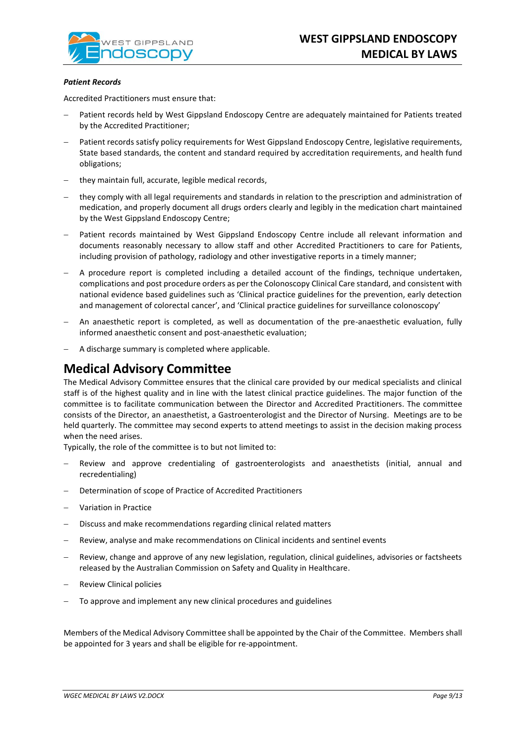***Patient Records***

Accredited Practitioners must ensure that:

- Patient records held by West Gippsland Endoscopy Centre are adequately maintained for Patients treated by the Accredited Practitioner;
- Patient records satisfy policy requirements for West Gippsland Endoscopy Centre, legislative requirements, State based standards, the content and standard required by accreditation requirements, and health fund obligations;
- they maintain full, accurate, legible medical records,
- they comply with all legal requirements and standards in relation to the prescription and administration of medication, and properly document all drugs orders clearly and legibly in the medication chart maintained by the West Gippsland Endoscopy Centre;
- Patient records maintained by West Gippsland Endoscopy Centre include all relevant information and documents reasonably necessary to allow staff and other Accredited Practitioners to care for Patients, including provision of pathology, radiology and other investigative reports in a timely manner;
- A procedure report is completed including a detailed account of the findings, technique undertaken, complications and post procedure orders as per the Colonoscopy Clinical Care standard, and consistent with national evidence based guidelines such as 'Clinical practice guidelines for the prevention, early detection and management of colorectal cancer', and 'Clinical practice guidelines for surveillance colonoscopy'
- An anaesthetic report is completed, as well as documentation of the pre-anaesthetic evaluation, fully informed anaesthetic consent and post-anaesthetic evaluation;
- A discharge summary is completed where applicable.

# Medical Advisory Committee

The Medical Advisory Committee ensures that the clinical care provided by our medical specialists and clinical staff is of the highest quality and in line with the latest clinical practice guidelines. The major function of the committee is to facilitate communication between the Director and Accredited Practitioners. The committee consists of the Director, an anaesthetist, a Gastroenterologist and the Director of Nursing. Meetings are to be held quarterly. The committee may second experts to attend meetings to assist in the decision making process when the need arises.

Typically, the role of the committee is to but not limited to:

- Review and approve credentialing of gastroenterologists and anaesthetists (initial, annual and recredentialing)
- Determination of scope of Practice of Accredited Practitioners
- Variation in Practice
- Discuss and make recommendations regarding clinical related matters
- Review, analyse and make recommendations on Clinical incidents and sentinel events
- Review, change and approve of any new legislation, regulation, clinical guidelines, advisories or factsheets released by the Australian Commission on Safety and Quality in Healthcare.
- Review Clinical policies
- To approve and implement any new clinical procedures and guidelines

Members of the Medical Advisory Committee shall be appointed by the Chair of the Committee. Members shall be appointed for 3 years and shall be eligible for re-appointment.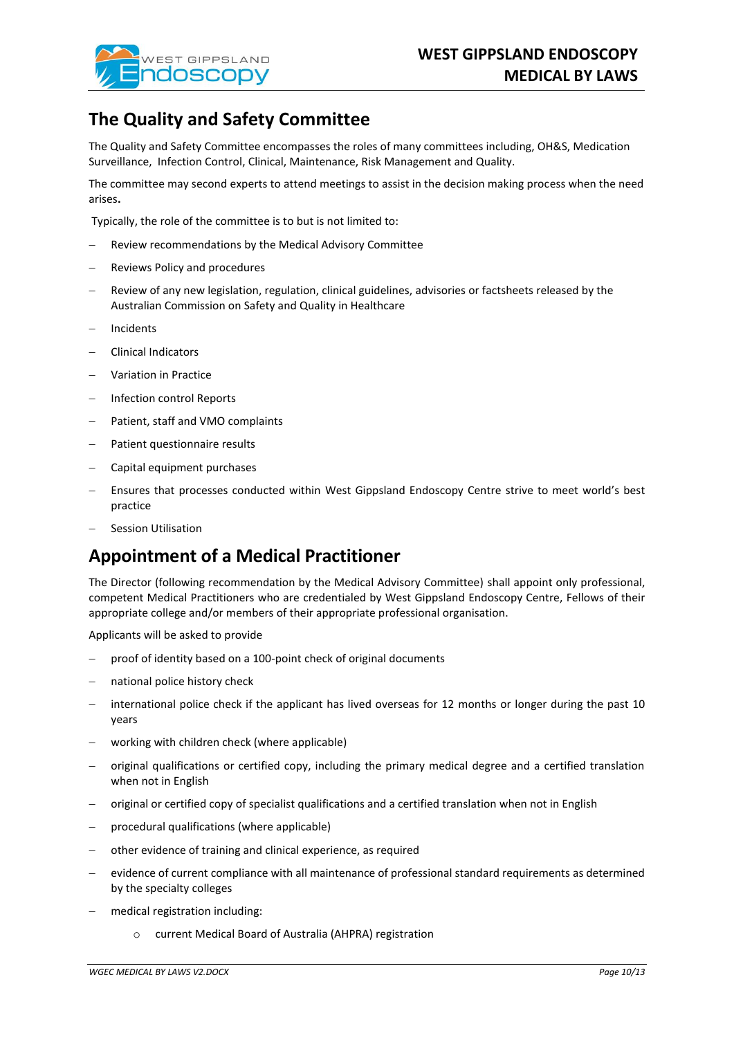## The Quality and Safety Committee

The Quality and Safety Committee encompasses the roles of many committees including, OH&S, Medication Surveillance, Infection Control, Clinical, Maintenance, Risk Management and Quality.

The committee may second experts to attend meetings to assist in the decision making process when the need arises.

Typically, the role of the committee is to but is not limited to:

- Review recommendations by the Medical Advisory Committee
- Reviews Policy and procedures
- Review of any new legislation, regulation, clinical guidelines, advisories or factsheets released by the Australian Commission on Safety and Quality in Healthcare
- Incidents
- Clinical Indicators
- Variation in Practice
- Infection control Reports
- Patient, staff and VMO complaints
- Patient questionnaire results
- Capital equipment purchases
- Ensures that processes conducted within West Gippsland Endoscopy Centre strive to meet world's best practice
- Session Utilisation

## Appointment of a Medical Practitioner

The Director (following recommendation by the Medical Advisory Committee) shall appoint only professional, competent Medical Practitioners who are credentialed by West Gippsland Endoscopy Centre, Fellows of their appropriate college and/or members of their appropriate professional organisation.

Applicants will be asked to provide

- proof of identity based on a 100-point check of original documents
- national police history check
- international police check if the applicant has lived overseas for 12 months or longer during the past 10 years
- working with children check (where applicable)
- original qualifications or certified copy, including the primary medical degree and a certified translation when not in English
- original or certified copy of specialist qualifications and a certified translation when not in English
- procedural qualifications (where applicable)
- other evidence of training and clinical experience, as required
- evidence of current compliance with all maintenance of professional standard requirements as determined by the specialty colleges
- medical registration including:
    - current Medical Board of Australia (AHPRA) registration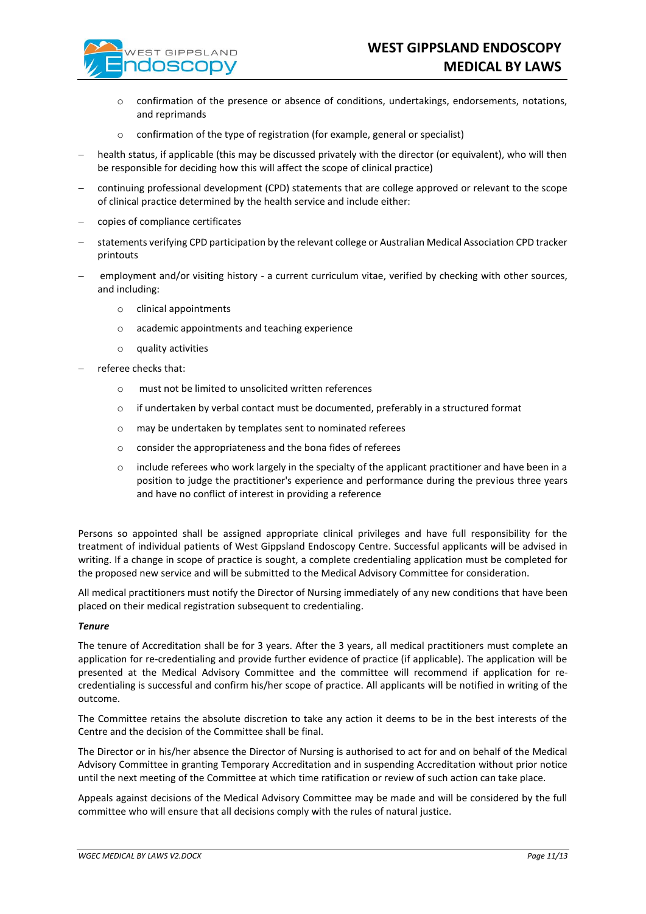- confirmation of the presence or absence of conditions, undertakings, endorsements, notations, and reprimands
    - confirmation of the type of registration (for example, general or specialist)
- health status, if applicable (this may be discussed privately with the director (or equivalent), who will then be responsible for deciding how this will affect the scope of clinical practice)
- continuing professional development (CPD) statements that are college approved or relevant to the scope of clinical practice determined by the health service and include either:
- copies of compliance certificates
- statements verifying CPD participation by the relevant college or Australian Medical Association CPD tracker printouts
- employment and/or visiting history - a current curriculum vitae, verified by checking with other sources, and including:
    - clinical appointments
    - academic appointments and teaching experience
    - quality activities
- referee checks that:
    - must not be limited to unsolicited written references
    - if undertaken by verbal contact must be documented, preferably in a structured format
    - may be undertaken by templates sent to nominated referees
    - consider the appropriateness and the bona fides of referees
    - include referees who work largely in the specialty of the applicant practitioner and have been in a position to judge the practitioner's experience and performance during the previous three years and have no conflict of interest in providing a reference

Persons so appointed shall be assigned appropriate clinical privileges and have full responsibility for the treatment of individual patients of West Gippsland Endoscopy Centre. Successful applicants will be advised in writing. If a change in scope of practice is sought, a complete credentialing application must be completed for the proposed new service and will be submitted to the Medical Advisory Committee for consideration.

All medical practitioners must notify the Director of Nursing immediately of any new conditions that have been placed on their medical registration subsequent to credentialing.

***Tenure***

The tenure of Accreditation shall be for 3 years. After the 3 years, all medical practitioners must complete an application for re-credentialing and provide further evidence of practice (if applicable). The application will be presented at the Medical Advisory Committee and the committee will recommend if application for re-credentialing is successful and confirm his/her scope of practice. All applicants will be notified in writing of the outcome.

The Committee retains the absolute discretion to take any action it deems to be in the best interests of the Centre and the decision of the Committee shall be final.

The Director or in his/her absence the Director of Nursing is authorised to act for and on behalf of the Medical Advisory Committee in granting Temporary Accreditation and in suspending Accreditation without prior notice until the next meeting of the Committee at which time ratification or review of such action can take place.

Appeals against decisions of the Medical Advisory Committee may be made and will be considered by the full committee who will ensure that all decisions comply with the rules of natural justice.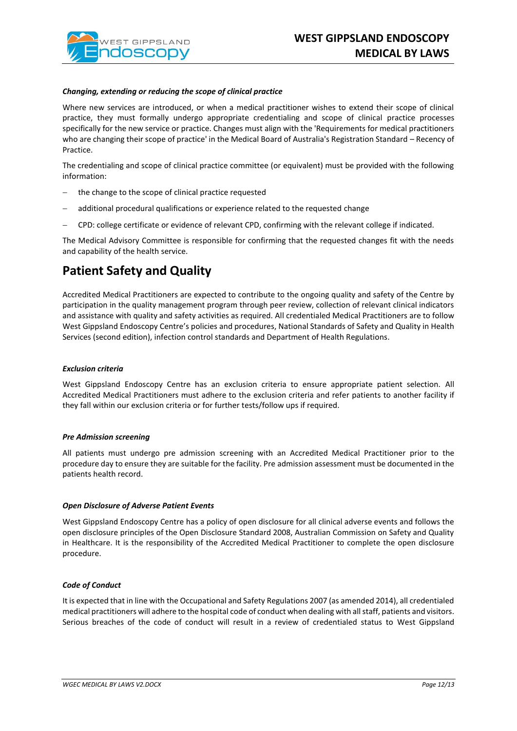***Changing, extending or reducing the scope of clinical practice***

Where new services are introduced, or when a medical practitioner wishes to extend their scope of clinical practice, they must formally undergo appropriate credentialing and scope of clinical practice processes specifically for the new service or practice. Changes must align with the 'Requirements for medical practitioners who are changing their scope of practice' in the Medical Board of Australia's Registration Standard – Recency of Practice.

The credentialing and scope of clinical practice committee (or equivalent) must be provided with the following information:

- the change to the scope of clinical practice requested
- additional procedural qualifications or experience related to the requested change
- CPD: college certificate or evidence of relevant CPD, confirming with the relevant college if indicated.

The Medical Advisory Committee is responsible for confirming that the requested changes fit with the needs and capability of the health service.

# Patient Safety and Quality

Accredited Medical Practitioners are expected to contribute to the ongoing quality and safety of the Centre by participation in the quality management program through peer review, collection of relevant clinical indicators and assistance with quality and safety activities as required. All credentialed Medical Practitioners are to follow West Gippsland Endoscopy Centre's policies and procedures, National Standards of Safety and Quality in Health Services (second edition), infection control standards and Department of Health Regulations.

***Exclusion criteria***

West Gippsland Endoscopy Centre has an exclusion criteria to ensure appropriate patient selection. All Accredited Medical Practitioners must adhere to the exclusion criteria and refer patients to another facility if they fall within our exclusion criteria or for further tests/follow ups if required.

***Pre Admission screening***

All patients must undergo pre admission screening with an Accredited Medical Practitioner prior to the procedure day to ensure they are suitable for the facility. Pre admission assessment must be documented in the patients health record.

***Open Disclosure of Adverse Patient Events***

West Gippsland Endoscopy Centre has a policy of open disclosure for all clinical adverse events and follows the open disclosure principles of the Open Disclosure Standard 2008, Australian Commission on Safety and Quality in Healthcare. It is the responsibility of the Accredited Medical Practitioner to complete the open disclosure procedure.

***Code of Conduct***

It is expected that in line with the Occupational and Safety Regulations 2007 (as amended 2014), all credentialed medical practitioners will adhere to the hospital code of conduct when dealing with all staff, patients and visitors. Serious breaches of the code of conduct will result in a review of credentialed status to West Gippsland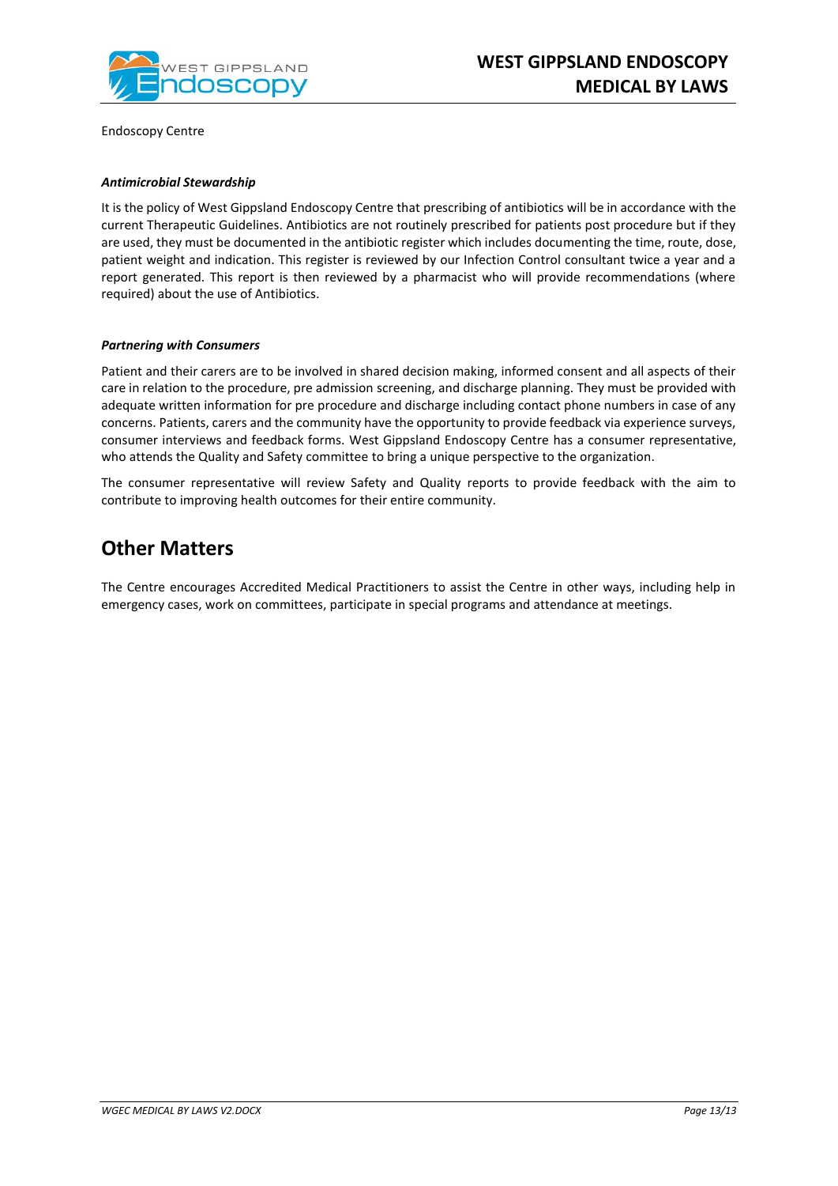Endoscopy Centre

***Antimicrobial Stewardship***

It is the policy of West Gippsland Endoscopy Centre that prescribing of antibiotics will be in accordance with the current Therapeutic Guidelines. Antibiotics are not routinely prescribed for patients post procedure but if they are used, they must be documented in the antibiotic register which includes documenting the time, route, dose, patient weight and indication. This register is reviewed by our Infection Control consultant twice a year and a report generated. This report is then reviewed by a pharmacist who will provide recommendations (where required) about the use of Antibiotics.

***Partnering with Consumers***

Patient and their carers are to be involved in shared decision making, informed consent and all aspects of their care in relation to the procedure, pre admission screening, and discharge planning. They must be provided with adequate written information for pre procedure and discharge including contact phone numbers in case of any concerns. Patients, carers and the community have the opportunity to provide feedback via experience surveys, consumer interviews and feedback forms. West Gippsland Endoscopy Centre has a consumer representative, who attends the Quality and Safety committee to bring a unique perspective to the organization.

The consumer representative will review Safety and Quality reports to provide feedback with the aim to contribute to improving health outcomes for their entire community.

# Other Matters

The Centre encourages Accredited Medical Practitioners to assist the Centre in other ways, including help in emergency cases, work on committees, participate in special programs and attendance at meetings.